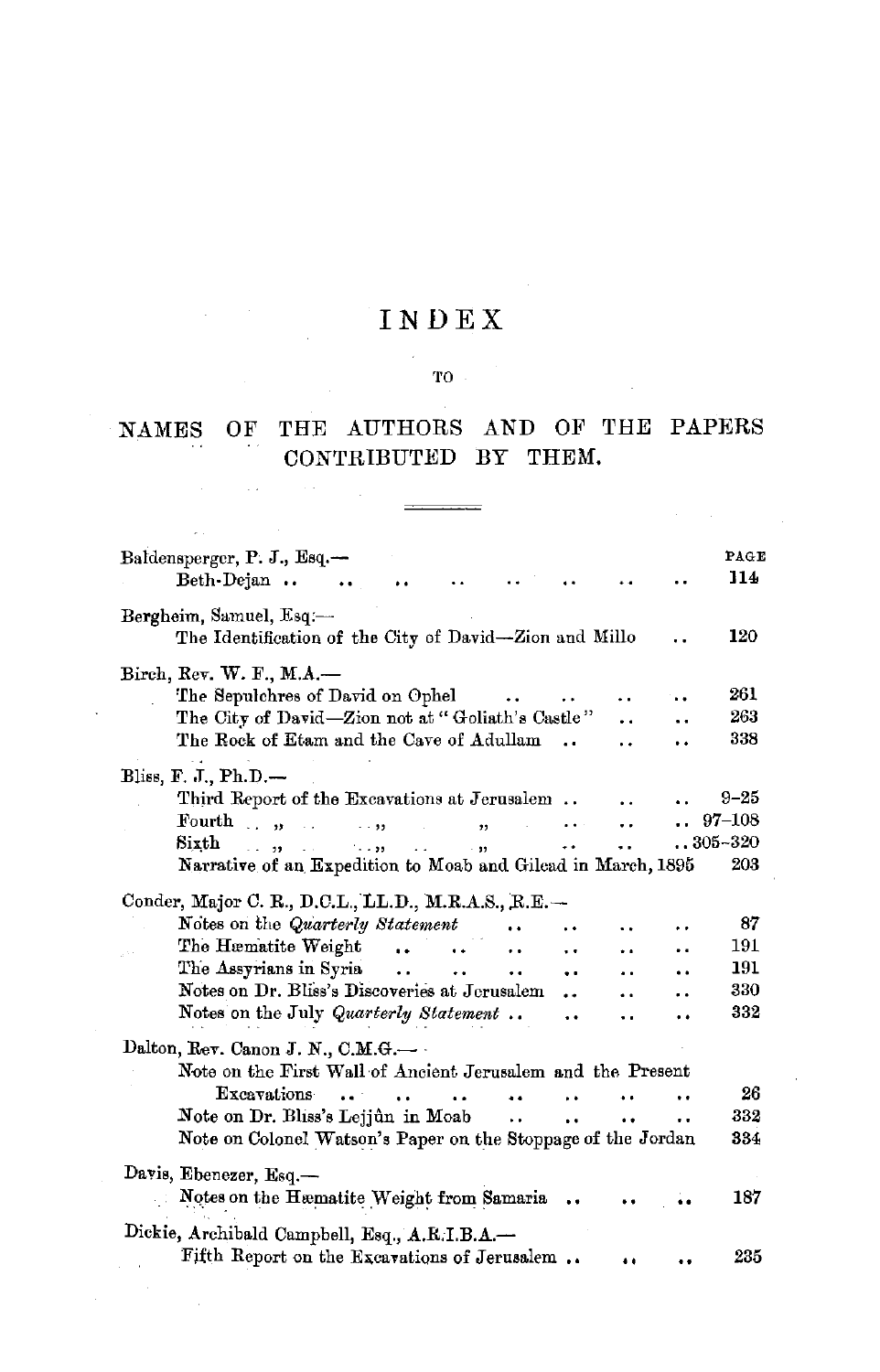# INDEX

TO

## NAMES OF THE AUTHORS AND OF THE PAPERS CONTRIBUTED BY THEM.

| | PAGE |
|---|---|
| **Baldensperger, P. J., Esq.—** | |
| Beth-Dejan .. .. .. .. .. .. .. .. | 114 |
| **Bergheim, Samuel, Esq.—** | |
| The Identification of the City of David—Zion and Millo .. | 120 |
| **Birch, Rev. W. F., M.A.—** | |
| The Sepulchres of David on Ophel .. .. .. .. | 261 |
| The City of David—Zion not at "Goliath's Castle" .. .. | 263 |
| The Rock of Etam and the Cave of Adullam .. .. .. | 338 |
| **Bliss, F. J., Ph.D.—** | |
| Third Report of the Excavations at Jerusalem .. .. .. | 9–25 |
| Fourth " " " .. .. .. | 97–108 |
| Sixth " " " .. .. .. | 305–320 |
| Narrative of an Expedition to Moab and Gilead in March, 1895 | 203 |
| **Conder, Major C. R., D.C.L., LL.D., M.R.A.S., R.E.—** | |
| Notes on the *Quarterly Statement* .. .. .. .. | 87 |
| The Hæmatite Weight .. .. .. .. .. .. | 191 |
| The Assyrians in Syria .. .. .. .. .. .. | 191 |
| Notes on Dr. Bliss's Discoveries at Jerusalem .. .. .. | 330 |
| Notes on the July *Quarterly Statement* .. .. .. .. | 332 |
| **Dalton, Rev. Canon J. N., C.M.G.—** | |
| Note on the First Wall of Ancient Jerusalem and the Present Excavations .. .. .. .. .. .. .. .. | 26 |
| Note on Dr. Bliss's Lejjûn in Moab .. .. .. .. | 332 |
| Note on Colonel Watson's Paper on the Stoppage of the Jordan | 334 |
| **Davis, Ebenezer, Esq.—** | |
| Notes on the Hæmatite Weight from Samaria .. .. .. | 187 |
| **Dickie, Archibald Campbell, Esq., A.R.I.B.A.—** | |
| Fifth Report on the Excavations of Jerusalem .. .. .. | 235 |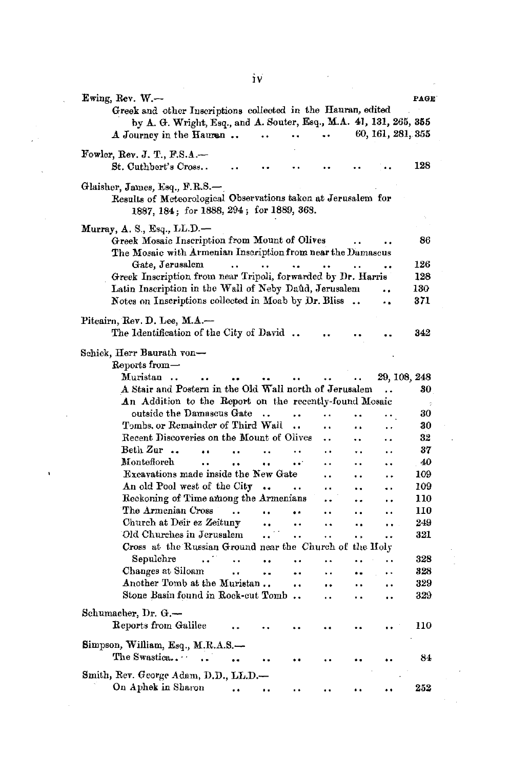| | PAGE |
|---|---|
| **Ewing, Rev. W.—** | |
| Greek and other Inscriptions collected in the Hauran, edited by A. G. Wright, Esq., and A. Souter, Esq., M.A. | 41, 131, 265, 355 |
| A Journey in the Hauran .. .. .. .. | 60, 161, 281, 355 |
| **Fowler, Rev. J. T., F.S.A.—** | |
| St. Cuthbert's Cross.. .. .. .. .. .. .. | 128 |
| **Glaisher, James, Esq., F.R.S.—** | |
| Results of Meteorological Observations taken at Jerusalem for 1887, 184; for 1888, 294; for 1889, 368. | |
| **Murray, A. S., Esq., LL.D.—** | |
| Greek Mosaic Inscription from Mount of Olives .. .. | 86 |
| The Mosaic with Armenian Inscription from near the Damascus Gate, Jerusalem .. .. .. .. .. .. | 126 |
| Greek Inscription from near Tripoli, forwarded by Dr. Harris | 128 |
| Latin Inscription in the Wall of Neby Daûd, Jerusalem .. | 130 |
| Notes on Inscriptions collected in Moab by Dr. Bliss .. .. | 371 |
| **Pitcairn, Rev. D. Lee, M.A.—** | |
| The Identification of the City of David .. .. .. .. | 342 |
| **Schick, Herr Baurath von—** | |
| Reports from— | |
| Muristan .. .. .. .. .. .. .. | 29, 108, 248 |
| A Stair and Postern in the Old Wall north of Jerusalem .. | 30 |
| An Addition to the Report on the recently-found Mosaic outside the Damascus Gate .. .. .. .. .. | 30 |
| Tombs, or Remainder of Third Wall .. .. .. .. | 30 |
| Recent Discoveries on the Mount of Olives .. .. .. | 32 |
| Beth Zur .. .. .. .. .. .. .. .. | 37 |
| Montefioreh .. .. .. .. .. .. .. | 40 |
| Excavations made inside the New Gate .. .. .. | 109 |
| An old Pool west of the City .. .. .. .. .. | 109 |
| Reckoning of Time among the Armenians .. .. .. | 110 |
| The Armenian Cross .. .. .. .. .. .. | 110 |
| Church at Deir ez Zeituny .. .. .. .. .. | 249 |
| Old Churches in Jerusalem .. .. .. .. .. | 321 |
| Cross at the Russian Ground near the Church of the Holy Sepulchre .. .. .. .. .. .. .. | 328 |
| Changes at Siloam .. .. .. .. .. .. | 328 |
| Another Tomb at the Muristan .. .. .. .. .. | 329 |
| Stone Basin found in Rock-cut Tomb .. .. .. .. | 329 |
| **Schumacher, Dr. G.—** | |
| Reports from Galilee .. .. .. .. .. .. | 110 |
| **Simpson, William, Esq., M.R.A.S.—** | |
| The Swastica.. .. .. .. .. .. .. | 84 |
| **Smith, Rev. George Adam, D.D., LL.D.—** | |
| On Aphek in Sharon .. .. .. .. .. .. | 252 |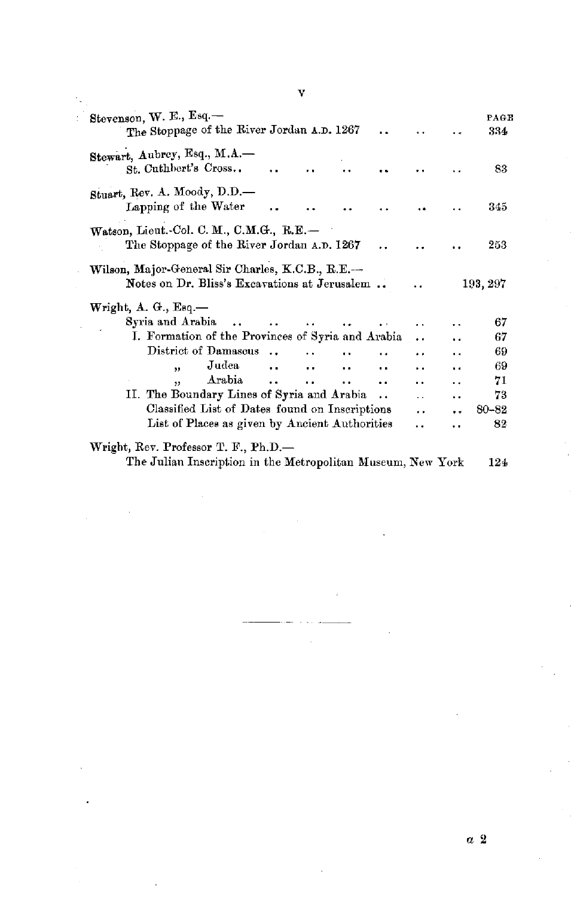| | PAGE |
|---|---|
| Stevenson, W. E., Esq.— | |
| The Stoppage of the River Jordan A.D. 1267 | 334 |
| Stewart, Aubrey, Esq., M.A.— | |
| St. Cuthbert's Cross | 83 |
| Stuart, Rev. A. Moody, D.D.— | |
| Lapping of the Water | 345 |
| Watson, Lieut.-Col. C. M., C.M.G., R.E.— | |
| The Stoppage of the River Jordan A.D. 1267 | 253 |
| Wilson, Major-General Sir Charles, K.C.B., R.E.— | |
| Notes on Dr. Bliss's Excavations at Jerusalem | 193, 297 |
| Wright, A. G., Esq.— | |
| Syria and Arabia | 67 |
| I. Formation of the Provinces of Syria and Arabia | 67 |
| District of Damascus | 69 |
| " Judea | 69 |
| " Arabia | 71 |
| II. The Boundary Lines of Syria and Arabia | 73 |
| Classified List of Dates found on Inscriptions | 80–82 |
| List of Places as given by Ancient Authorities | 82 |
| Wright, Rev. Professor T. F., Ph.D.— | |
| The Julian Inscription in the Metropolitan Museum, New York | 124 |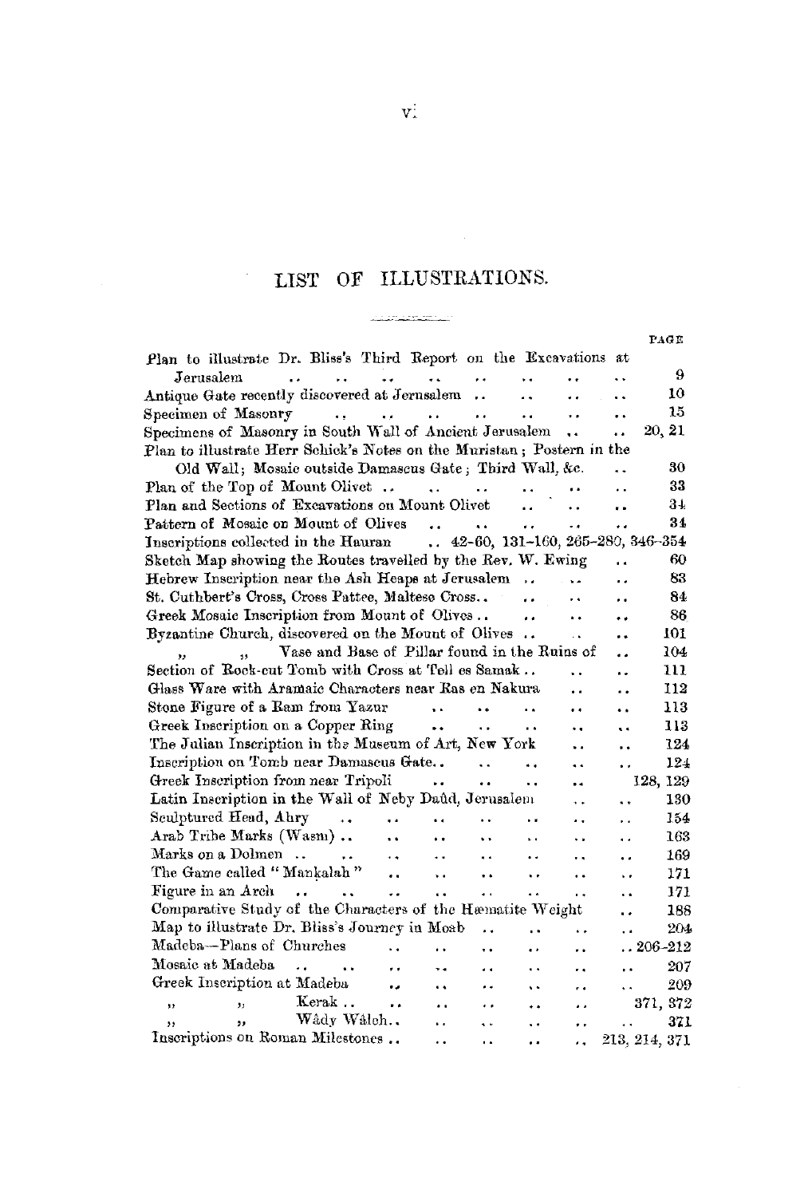# LIST OF ILLUSTRATIONS.

| | PAGE |
|---|---|
| Plan to illustrate Dr. Bliss's Third Report on the Excavations at Jerusalem | 9 |
| Antique Gate recently discovered at Jerusalem | 10 |
| Specimen of Masonry | 15 |
| Specimens of Masonry in South Wall of Ancient Jerusalem | 20, 21 |
| Plan to illustrate Herr Schick's Notes on the Muristan; Postern in the Old Wall; Mosaic outside Damascus Gate; Third Wall, &c. | 30 |
| Plan of the Top of Mount Olivet | 33 |
| Plan and Sections of Excavations on Mount Olivet | 34 |
| Pattern of Mosaic on Mount of Olives | 34 |
| Inscriptions collected in the Hauran | 42–60, 131–160, 265–280, 346–354 |
| Sketch Map showing the Routes travelled by the Rev. W. Ewing | 60 |
| Hebrew Inscription near the Ash Heaps at Jerusalem | 83 |
| St. Cuthbert's Cross, Cross Pattee, Maltese Cross | 84 |
| Greek Mosaic Inscription from Mount of Olives | 86 |
| Byzantine Church, discovered on the Mount of Olives | 101 |
| " " Vase and Base of Pillar found in the Ruins of | 104 |
| Section of Rock-cut Tomb with Cross at Tell es Samak | 111 |
| Glass Ware with Aramaic Characters near Ras en Nakura | 112 |
| Stone Figure of a Ram from Yazur | 113 |
| Greek Inscription on a Copper Ring | 113 |
| The Julian Inscription in the Museum of Art, New York | 124 |
| Inscription on Tomb near Damascus Gate | 124 |
| Greek Inscription from near Tripoli | 128, 129 |
| Latin Inscription in the Wall of Neby Daûd, Jerusalem | 130 |
| Sculptured Head, Ahry | 154 |
| Arab Tribe Marks (Wasm) | 163 |
| Marks on a Dolmen | 169 |
| The Game called "Mankalah" | 171 |
| Figure in an Arch | 171 |
| Comparative Study of the Characters of the Hæmatite Weight | 188 |
| Map to illustrate Dr. Bliss's Journey in Moab | 204 |
| Madeba—Plans of Churches | 206–212 |
| Mosaic at Madeba | 207 |
| Greek Inscription at Madeba | 209 |
| " " Kerak | 371, 372 |
| " " Wâdy Wâleh | 371 |
| Inscriptions on Roman Milestones | 213, 214, 371 |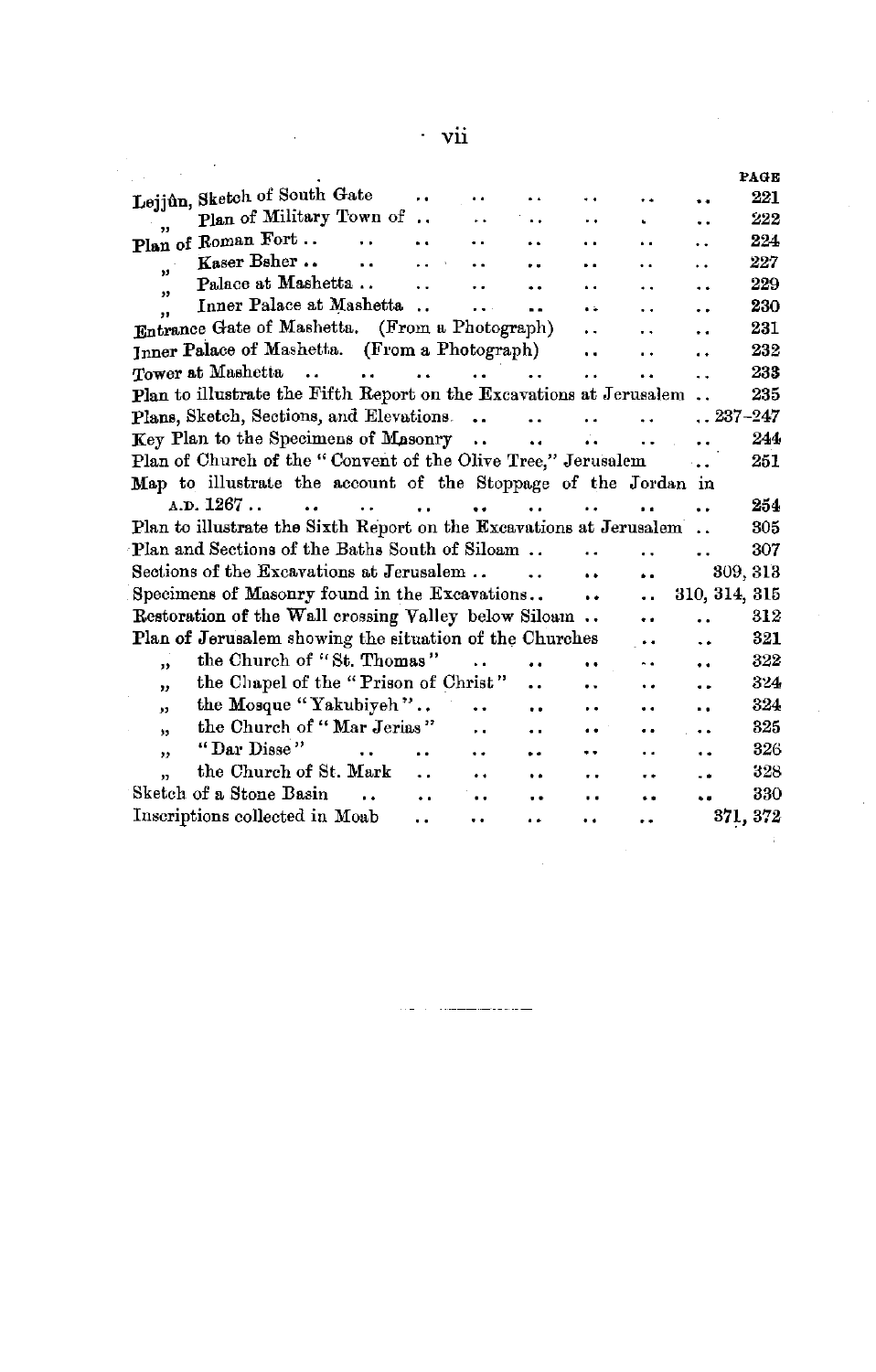| | PAGE |
|---|---|
| Lejjûn, Sketch of South Gate .. .. .. .. .. .. | 221 |
| " Plan of Military Town of .. .. .. .. .. | 222 |
| Plan of Roman Fort .. .. .. .. .. .. .. .. | 224 |
| " Kaser Bsher .. .. .. .. .. .. .. .. | 227 |
| " Palace at Mashetta .. .. .. .. .. .. .. | 229 |
| " Inner Palace at Mashetta .. .. .. .. .. .. | 230 |
| Entrance Gate of Mashetta. (From a Photograph) .. .. .. | 231 |
| Inner Palace of Mashetta. (From a Photograph) .. .. .. | 232 |
| Tower at Mashetta .. .. .. .. .. .. .. .. .. | 233 |
| Plan to illustrate the Fifth Report on the Excavations at Jerusalem .. | 235 |
| Plans, Sketch, Sections, and Elevations .. .. .. .. .. | 237–247 |
| Key Plan to the Specimens of Masonry .. .. .. .. .. | 244 |
| Plan of Church of the "Convent of the Olive Tree," Jerusalem .. | 251 |
| Map to illustrate the account of the Stoppage of the Jordan in A.D. 1267 .. .. .. .. .. .. .. .. .. | 254 |
| Plan to illustrate the Sixth Report on the Excavations at Jerusalem .. | 305 |
| Plan and Sections of the Baths South of Siloam .. .. .. .. | 307 |
| Sections of the Excavations at Jerusalem .. .. .. .. | 309, 313 |
| Specimens of Masonry found in the Excavations.. .. .. | 310, 314, 315 |
| Restoration of the Wall crossing Valley below Siloam .. .. .. | 312 |
| Plan of Jerusalem showing the situation of the Churches .. .. | 321 |
| " the Church of "St. Thomas" .. .. .. .. .. .. | 322 |
| " the Chapel of the "Prison of Christ" .. .. .. .. | 324 |
| " the Mosque "Yakubiyeh".. .. .. .. .. .. | 324 |
| " the Church of "Mar Jerias" .. .. .. .. .. | 325 |
| " "Dar Disse" .. .. .. .. .. .. .. | 326 |
| " the Church of St. Mark .. .. .. .. .. .. | 328 |
| Sketch of a Stone Basin .. .. .. .. .. .. .. | 330 |
| Inscriptions collected in Moab .. .. .. .. .. | 371, 372 |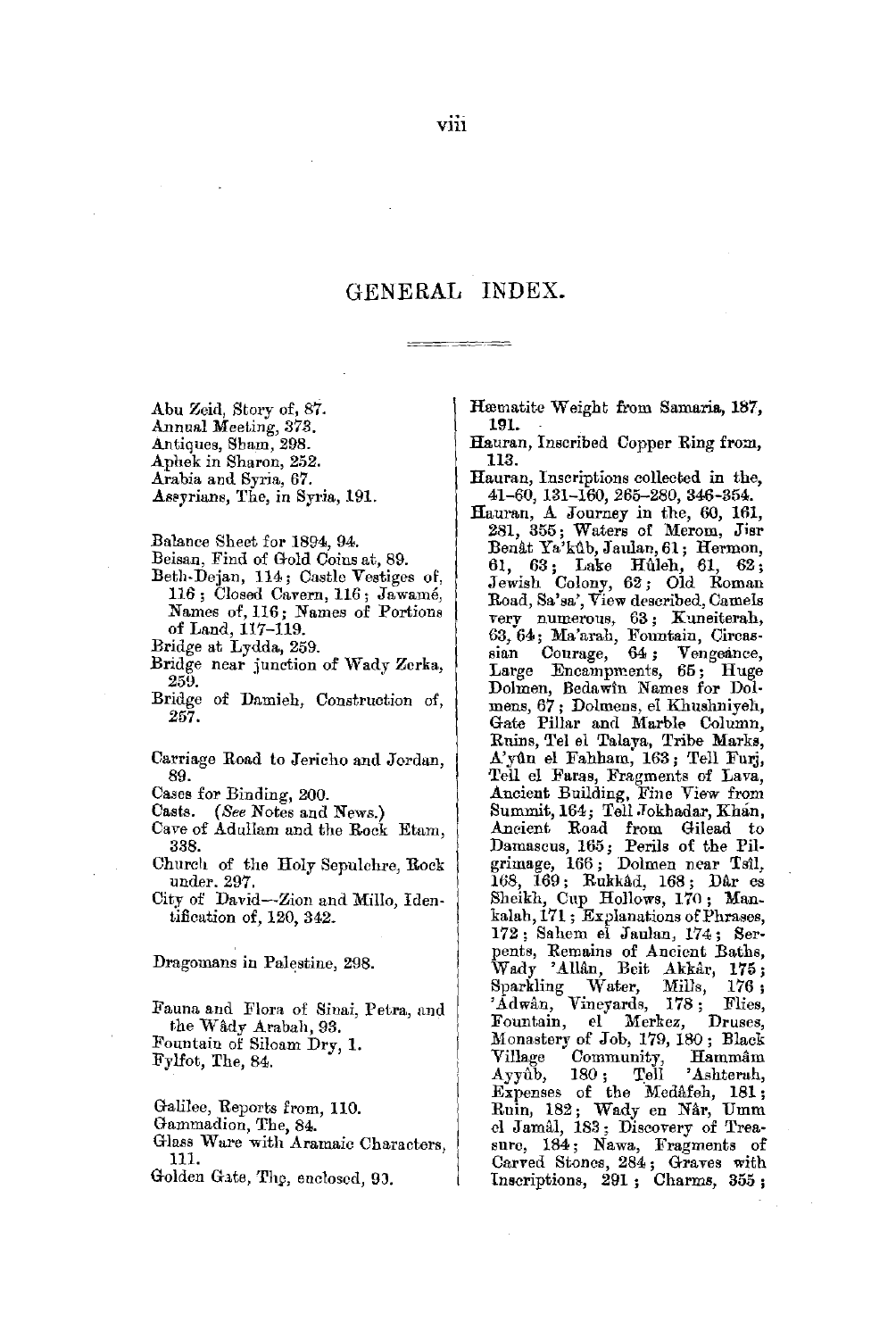# GENERAL INDEX.

Abu Zeid, Story of, 87.
Annual Meeting, 373.
Antiques, Sham, 298.
Aphek in Sharon, 252.
Arabia and Syria, 67.
Assyrians, The, in Syria, 191.

Balance Sheet for 1894, 94.
Beisan, Find of Gold Coins at, 89.
Beth-Dejan, 114; Castle Vestiges of, 116; Closed Cavern, 116; Jawamé, Names of, 116; Names of Portions of Land, 117–119.
Bridge at Lydda, 259.
Bridge near junction of Wady Zerka, 259.
Bridge of Damieh, Construction of, 257.

Carriage Road to Jericho and Jordan, 89.
Cases for Binding, 200.
Casts. (*See* Notes and News.)
Cave of Adullam and the Rock Etam, 338.
Church of the Holy Sepulchre, Rock under. 297.
City of David—Zion and Millo, Identification of, 120, 342.

Dragomans in Palestine, 298.

Fauna and Flora of Sinai, Petra, and the Wâdy Arabah, 93.
Fountain of Siloam Dry, 1.
Fylfot, The, 84.

Galilee, Reports from, 110.
Gammadion, The, 84.
Glass Ware with Aramaic Characters, 111.
Golden Gate, The, enclosed, 93.

Hæmatite Weight from Samaria, 187, 191.
Hauran, Inscribed Copper Ring from, 113.
Hauran, Inscriptions collected in the, 41–60, 131–160, 265–280, 346–354.
Hauran, A Journey in the, 60, 161, 281, 355; Waters of Merom, Jisr Benât Ya'kûb, Jaulan, 61; Hermon, 61, 63; Lake Hûleh, 61, 62; Jewish Colony, 62; Old Roman Road, Sa'sa', View described, Camels very numerous, 63; Kuneiterah, 63, 64; Ma'arah, Fountain, Circassian Courage, 64; Vengeance, Large Encampments, 65; Huge Dolmen, Bedawîn Names for Dolmens, 67; Dolmens, el Khushniyeh, Gate Pillar and Marble Column, Ruins, Tel el Talaya, Tribe Marks, A'yûn el Fahham, 163; Tell Furj, Tell el Faras, Fragments of Lava, Ancient Building, Fine View from Summit, 164; Tell Jokhadar, Khân, Ancient Road from Gilead to Damascus, 165; Perils of the Pilgrimage, 166; Dolmen near Tsîl, 168, 169; Rukkâd, 168; Dâr es Sheikh, Cup Hollows, 170; Mankalah, 171; Explanations of Phrases, 172; Sahem el Jaulan, 174; Serpents, Remains of Ancient Baths, Wady 'Allân, Beit Akkâr, 175; Sparkling Water, Mills, 176; 'Adwân, Vineyards, 178; Flies, Fountain, el Merkez, Druses, Monastery of Job, 179, 180; Black Village Community, Hammâm Ayyûb, 180; Tell 'Ashterah, Expenses of the Medâfeh, 181; Ruin, 182; Wady en Nâr, Umm el Jamâl, 183; Discovery of Treasure, 184; Nawa, Fragments of Carved Stones, 284; Graves with Inscriptions, 291; Charms, 355;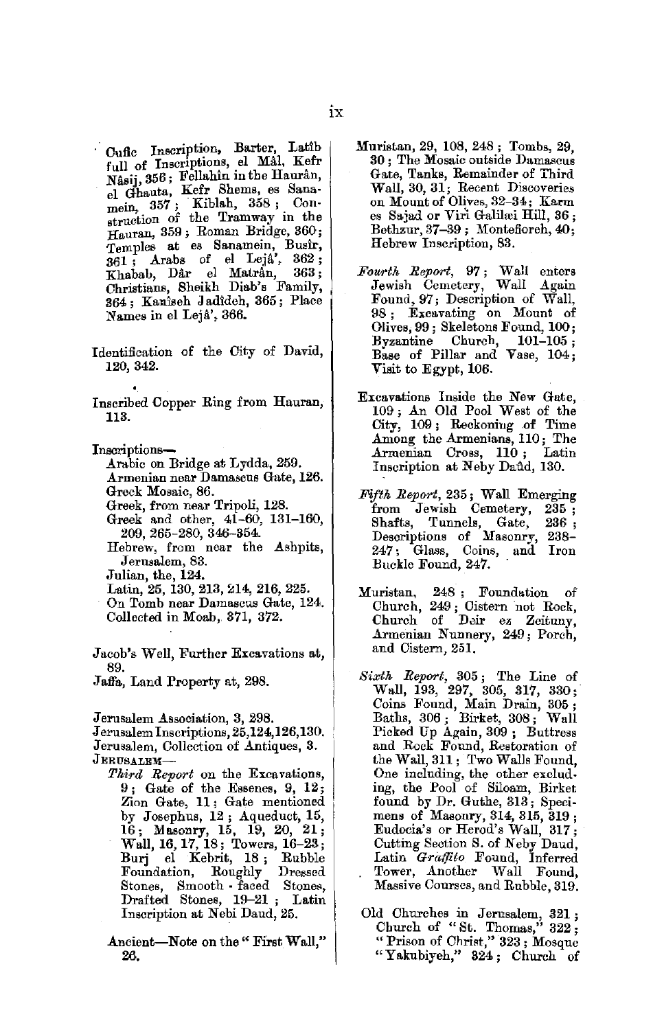Cufic Inscription, Barter, Latîb full of Inscriptions, el Mâl, Kefr Nâsij, 356; Fellahîn in the Haurân, el Ghauta, Kefr Shems, es Sanamein, 357; Kiblah, 358; Construction of the Tramway in the Hauran, 359; Roman Bridge, 360; Temples at es Sanamein, Busîr, 361; Arabs of el Lejâ', 362; Khabab, Dâr el Matrân, 363; Christians, Sheikh Diab's Family, 364; Kanîseh Jadîdeh, 365; Place Names in el Lejâ', 366.

Identification of the City of David, 120, 342.

Inscribed Copper Ring from Hauran, 113.

Inscriptions—
- Arabic on Bridge at Lydda, 259.
- Armenian near Damascus Gate, 126.
- Greek Mosaic, 86.
- Greek, from near Tripoli, 128.
- Greek and other, 41–60, 131–160, 209, 265–280, 346–354.
- Hebrew, from near the Ashpits, Jerusalem, 83.
- Julian, the, 124.
- Latin, 25, 130, 213, 214, 216, 225.
- On Tomb near Damascus Gate, 124.
- Collected in Moab, 371, 372.

Jacob's Well, Further Excavations at, 89.

Jaffa, Land Property at, 298.

Jerusalem Association, 3, 298.

Jerusalem Inscriptions, 25, 124, 126, 130.

Jerusalem, Collection of Antiques, 3.

JERUSALEM—

*Third Report* on the Excavations, 9; Gate of the Essenes, 9, 12; Zion Gate, 11; Gate mentioned by Josephus, 12; Aqueduct, 15, 16; Masonry, 15, 19, 20, 21; Wall, 16, 17, 18; Towers, 16–23; Burj el Kebrit, 18; Rubble Foundation, Roughly Dressed Stones, Smooth-faced Stones, Drafted Stones, 19–21; Latin Inscription at Nebi Daud, 25.

Ancient—Note on the "First Wall," 26.

Muristan, 29, 108, 248; Tombs, 29, 30; The Mosaic outside Damascus Gate, Tanks, Remainder of Third Wall, 30, 31; Recent Discoveries on Mount of Olives, 32–34; Karm es Sajad or Viri Galilæi Hill, 36; Bethzur, 37–39; Montefioreh, 40; Hebrew Inscription, 83.

*Fourth Report*, 97; Wall enters Jewish Cemetery, Wall Again Found, 97; Description of Wall, 98; Excavating on Mount of Olives, 99; Skeletons Found, 100; Byzantine Church, 101–105; Base of Pillar and Vase, 104; Visit to Egypt, 106.

Excavations Inside the New Gate, 109; An Old Pool West of the City, 109; Reckoning of Time Among the Armenians, 110; The Armenian Cross, 110; Latin Inscription at Neby Daûd, 130.

*Fifth Report*, 235; Wall Emerging from Jewish Cemetery, 235; Shafts, Tunnels, Gate, 236; Descriptions of Masonry, 238–247; Glass, Coins, and Iron Buckle Found, 247.

Muristan, 248; Foundation of Church, 249; Cistern not Rock, Church of Deir ez Zeituny, Armenian Nunnery, 249; Porch, and Cistern, 251.

*Sixth Report*, 305; The Line of Wall, 193, 297, 305, 317, 330; Coins Found, Main Drain, 305; Baths, 306; Birket, 308; Wall Picked Up Again, 309; Buttress and Rock Found, Restoration of the Wall, 311; Two Walls Found, One including, the other excluding, the Pool of Siloam, Birket found by Dr. Guthe, 313; Specimens of Masonry, 314, 315, 319; Eudocia's or Herod's Wall, 317; Cutting Section S. of Neby Daud, Latin *Graffito* Found, Inferred Tower, Another Wall Found, Massive Courses, and Rubble, 319.

Old Churches in Jerusalem, 321; Church of "St. Thomas," 322; "Prison of Christ," 323; Mosque "Yakubiyeh," 324; Church of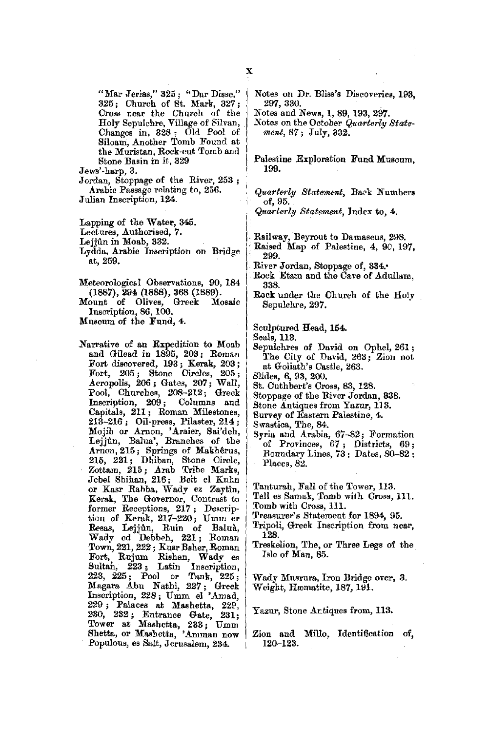"Mar Jerias," 325; "Dar Disse," 325; Church of St. Mark, 327; Cross near the Church of the Holy Sepulchre, Village of Silvan, Changes in, 328; Old Pool of Siloam, Another Tomb Found at the Muristan, Rock-cut Tomb and Stone Basin in it, 329

Jews'-harp, 3.

Jordan, Stoppage of the River, 253; Arabic Passage relating to, 256.

Julian Inscription, 124.

Lapping of the Water, 345.

Lectures, Authorised, 7.

Lejjûn in Moab, 332.

Lydda, Arabic Inscription on Bridge at, 259.

Meteorological Observations, 90, 184 (1887), 294 (1888), 368 (1889).

Mount of Olives, Greek Mosaic Inscription, 86, 100.

Museum of the Fund, 4.

Narrative of an Expedition to Moab and Gilead in 1895, 203; Roman Fort discovered, 193; Kerak, 203; Fort, 205; Stone Circles, 205; Acropolis, 206; Gates, 207; Wall, Pool, Churches, 208–212; Greek Inscription, 209; Columns and Capitals, 211; Roman Milestones, 213–216; Oil-press, Pilaster, 214; Mojib or Arnon, 'Araier, Sai'deh, Lejjûn, Balua', Branches of the Arnon, 215; Springs of Makhêrus, 215, 221; Dhiban, Stone Circle, Zottam, 215; Arab Tribe Marks, Jebel Shihan, 216; Beit el Kuhn or Kasr Rabba, Wady ez Zaytûn, Kerak, The Governor, Contrast to former Receptions, 217; Description of Kerak, 217–220; Umm er Resas, Lejjûn, Ruin of Baluà, Wady ed Debbeh, 221; Roman Town, 221, 222; Kusr Bsher, Roman Fort, Rujum Rishan, Wady es Sultan, 223; Latin Inscription, 223, 225; Pool or Tank, 225; Magara Abu Nathi, 227; Greek Inscription, 228; Umm el 'Amad, 229; Palaces at Mashetta, 229, 230, 232; Entrance Gate, 231; Tower at Mashetta, 233; Umm Shetta, or Mashetta, 'Amman now Populous, es Salt, Jerusalem, 234.

Notes on Dr. Bliss's Discoveries, 193, 297, 330.

Notes and News, 1, 89, 193, 297.

Notes on the October *Quarterly Statement*, 87; July, 332.

Palestine Exploration Fund Museum, 199.

*Quarterly Statement*, Back Numbers of, 95.

*Quarterly Statement*, Index to, 4.

Railway, Beyrout to Damascus, 298.

Raised Map of Palestine, 4, 90, 197, 299.

River Jordan, Stoppage of, 334.

Rock Etam and the Cave of Adullam, 338.

Rock under the Church of the Holy Sepulchre, 297.

Sculptured Head, 154.

Seals, 113.

Sepulchres of David on Ophel, 261; The City of David, 263; Zion not at Goliath's Castle, 263.

Slides, 6, 93, 200.

St. Cuthbert's Cross, 83, 128.

Stoppage of the River Jordan, 338.

Stone Antiques from Yazur, 113.

Survey of Eastern Palestine, 4.

Swastica, The, 84.

Syria and Arabia, 67–82; Formation of Provinces, 67; Districts, 69; Boundary Lines, 73; Dates, 80–82; Places, 82.

Tanturah, Fall of the Tower, 113.

Tell es Samak, Tomb with Cross, 111.

Tomb with Cross, 111.

Treasurer's Statement for 1894, 95.

Tripoli, Greek Inscription from near, 128.

Treskelion, The, or Three Legs of the Isle of Man, 85.

Wady Musrura, Iron Bridge over, 3.

Weight, Hæmatite, 187, 191.

Yazur, Stone Antiques from, 113.

Zion and Millo, Identification of, 120–123.